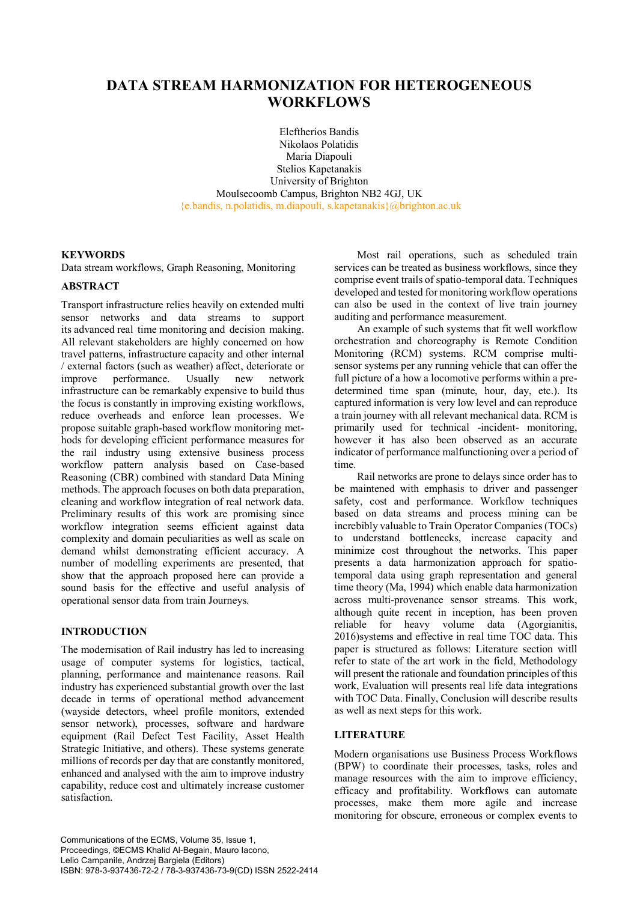# DATA STREAM HARMONIZATION FOR HETEROGENEOUS WORKFLOWS

Eleftherios Bandis
Nikolaos Polatidis
Maria Diapouli
Stelios Kapetanakis
University of Brighton
Moulsecoomb Campus, Brighton NB2 4GJ, UK
{e.bandis, n.polatidis, m.diapouli, s.kapetanakis}@brighton.ac.uk

## KEYWORDS

Data stream workflows, Graph Reasoning, Monitoring

## ABSTRACT

Transport infrastructure relies heavily on extended multi sensor networks and data streams to support its advanced real time monitoring and decision making. All relevant stakeholders are highly concerned on how travel patterns, infrastructure capacity and other internal / external factors (such as weather) affect, deteriorate or improve performance. Usually new network infrastructure can be remarkably expensive to build thus the focus is constantly in improving existing workflows, reduce overheads and enforce lean processes. We propose suitable graph-based workflow monitoring methods for developing efficient performance measures for the rail industry using extensive business process workflow pattern analysis based on Case-based Reasoning (CBR) combined with standard Data Mining methods. The approach focuses on both data preparation, cleaning and workflow integration of real network data. Preliminary results of this work are promising since workflow integration seems efficient against data complexity and domain peculiarities as well as scale on demand whilst demonstrating efficient accuracy. A number of modelling experiments are presented, that show that the approach proposed here can provide a sound basis for the effective and useful analysis of operational sensor data from train Journeys.

## INTRODUCTION

The modernisation of Rail industry has led to increasing usage of computer systems for logistics, tactical, planning, performance and maintenance reasons. Rail industry has experienced substantial growth over the last decade in terms of operational method advancement (wayside detectors, wheel profile monitors, extended sensor network), processes, software and hardware equipment (Rail Defect Test Facility, Asset Health Strategic Initiative, and others). These systems generate millions of records per day that are constantly monitored, enhanced and analysed with the aim to improve industry capability, reduce cost and ultimately increase customer satisfaction.

Most rail operations, such as scheduled train services can be treated as business workflows, since they comprise event trails of spatio-temporal data. Techniques developed and tested for monitoring workflow operations can also be used in the context of live train journey auditing and performance measurement.

An example of such systems that fit well workflow orchestration and choreography is Remote Condition Monitoring (RCM) systems. RCM comprise multi-sensor systems per any running vehicle that can offer the full picture of a how a locomotive performs within a pre-determined time span (minute, hour, day, etc.). Its captured information is very low level and can reproduce a train journey with all relevant mechanical data. RCM is primarily used for technical -incident- monitoring, however it has also been observed as an accurate indicator of performance malfunctioning over a period of time.

Rail networks are prone to delays since order has to be maintened with emphasis to driver and passenger safety, cost and performance. Workflow techniques based on data streams and process mining can be incrpredibly valuable to Train Operator Companies (TOCs) to understand bottlenecks, increase capacity and minimize cost throughout the networks. This paper presents a data harmonization approach for spatio-temporal data using graph representation and general time theory (Ma, 1994) which enable data harmonization across multi-provenance sensor streams. This work, although quite recent in inception, has been proven reliable for heavy volume data (Agorgianitis, 2016)systems and effective in real time TOC data. This paper is structured as follows: Literature section witll refer to state of the art work in the field, Methodology will present the rationale and foundation principles of this work, Evaluation will presents real life data integrations with TOC Data. Finally, Conclusion will describe results as well as next steps for this work.

## LITERATURE

Modern organisations use Business Process Workflows (BPW) to coordinate their processes, tasks, roles and manage resources with the aim to improve efficiency, efficacy and profitability. Workflows can automate processes, make them more agile and increase monitoring for obscure, erroneous or complex events to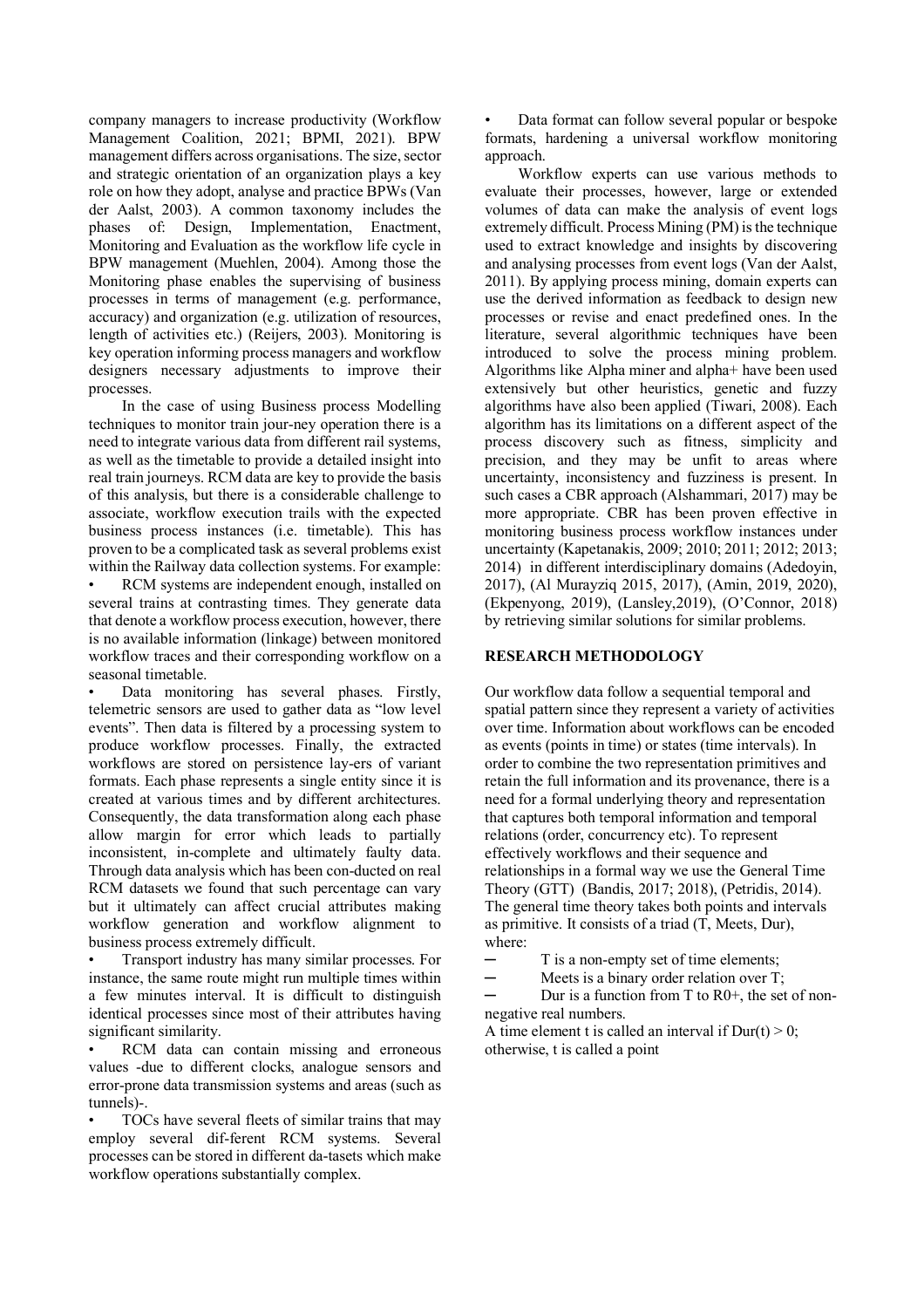company managers to increase productivity (Workflow Management Coalition, 2021; BPMI, 2021). BPW management differs across organisations. The size, sector and strategic orientation of an organization plays a key role on how they adopt, analyse and practice BPWs (Van der Aalst, 2003). A common taxonomy includes the phases of: Design, Implementation, Enactment, Monitoring and Evaluation as the workflow life cycle in BPW management (Muehlen, 2004). Among those the Monitoring phase enables the supervising of business processes in terms of management (e.g. performance, accuracy) and organization (e.g. utilization of resources, length of activities etc.) (Reijers, 2003). Monitoring is key operation informing process managers and workflow designers necessary adjustments to improve their processes.

In the case of using Business process Modelling techniques to monitor train jour-ney operation there is a need to integrate various data from different rail systems, as well as the timetable to provide a detailed insight into real train journeys. RCM data are key to provide the basis of this analysis, but there is a considerable challenge to associate, workflow execution trails with the expected business process instances (i.e. timetable). This has proven to be a complicated task as several problems exist within the Railway data collection systems. For example:

- RCM systems are independent enough, installed on several trains at contrasting times. They generate data that denote a workflow process execution, however, there is no available information (linkage) between monitored workflow traces and their corresponding workflow on a seasonal timetable.
- Data monitoring has several phases. Firstly, telemetric sensors are used to gather data as "low level events". Then data is filtered by a processing system to produce workflow processes. Finally, the extracted workflows are stored on persistence lay-ers of variant formats. Each phase represents a single entity since it is created at various times and by different architectures. Consequently, the data transformation along each phase allow margin for error which leads to partially inconsistent, in-complete and ultimately faulty data. Through data analysis which has been con-ducted on real RCM datasets we found that such percentage can vary but it ultimately can affect crucial attributes making workflow generation and workflow alignment to business process extremely difficult.
- Transport industry has many similar processes. For instance, the same route might run multiple times within a few minutes interval. It is difficult to distinguish identical processes since most of their attributes having significant similarity.
- RCM data can contain missing and erroneous values -due to different clocks, analogue sensors and error-prone data transmission systems and areas (such as tunnels)-.
- TOCs have several fleets of similar trains that may employ several dif-ferent RCM systems. Several processes can be stored in different da-tasets which make workflow operations substantially complex.
- Data format can follow several popular or bespoke formats, hardening a universal workflow monitoring approach.

Workflow experts can use various methods to evaluate their processes, however, large or extended volumes of data can make the analysis of event logs extremely difficult. Process Mining (PM) is the technique used to extract knowledge and insights by discovering and analysing processes from event logs (Van der Aalst, 2011). By applying process mining, domain experts can use the derived information as feedback to design new processes or revise and enact predefined ones. In the literature, several algorithmic techniques have been introduced to solve the process mining problem. Algorithms like Alpha miner and alpha+ have been used extensively but other heuristics, genetic and fuzzy algorithms have also been applied (Tiwari, 2008). Each algorithm has its limitations on a different aspect of the process discovery such as fitness, simplicity and precision, and they may be unfit to areas where uncertainty, inconsistency and fuzziness is present. In such cases a CBR approach (Alshammari, 2017) may be more appropriate. CBR has been proven effective in monitoring business process workflow instances under uncertainty (Kapetanakis, 2009; 2010; 2011; 2012; 2013; 2014) in different interdisciplinary domains (Adedoyin, 2017), (Al Murayziq 2015, 2017), (Amin, 2019, 2020), (Ekpenyong, 2019), (Lansley,2019), (O'Connor, 2018) by retrieving similar solutions for similar problems.

## RESEARCH METHODOLOGY

Our workflow data follow a sequential temporal and spatial pattern since they represent a variety of activities over time. Information about workflows can be encoded as events (points in time) or states (time intervals). In order to combine the two representation primitives and retain the full information and its provenance, there is a need for a formal underlying theory and representation that captures both temporal information and temporal relations (order, concurrency etc). To represent effectively workflows and their sequence and relationships in a formal way we use the General Time Theory (GTT) (Bandis, 2017; 2018), (Petridis, 2014). The general time theory takes both points and intervals as primitive. It consists of a triad (T, Meets, Dur), where:

- T is a non-empty set of time elements;
- Meets is a binary order relation over T;
- Dur is a function from T to $R_0^+$, the set of non-negative real numbers.

A time element t is called an interval if $Dur(t) > 0$; otherwise, t is called a point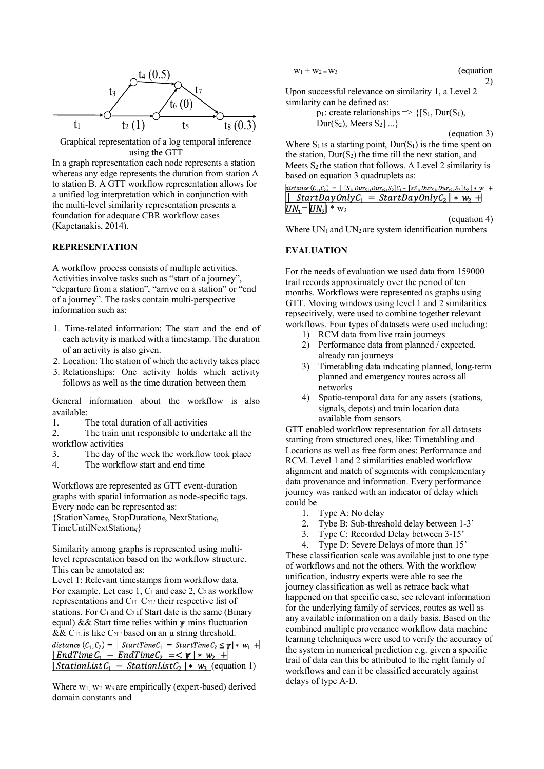Graphical representation of a log temporal inference using the GTT

In a graph representation each node represents a station whereas any edge represents the duration from station A to station B. A GTT workflow representation allows for a unified log interpretation which in conjunction with the multi-level similarity representation presents a foundation for adequate CBR workflow cases (Kapetanakis, 2014).

## REPRESENTATION

A workflow process consists of multiple activities. Activities involve tasks such as "start of a journey", "departure from a station", "arrive on a station" or "end of a journey". The tasks contain multi-perspective information such as:

1. Time-related information: The start and the end of each activity is marked with a timestamp. The duration of an activity is also given.
2. Location: The station of which the activity takes place
3. Relationships: One activity holds which activity follows as well as the time duration between them

General information about the workflow is also available:

1. The total duration of all activities
2. The train unit responsible to undertake all the workflow activities
3. The day of the week the workflow took place
4. The workflow start and end time

Workflows are represented as GTT event-duration graphs with spatial information as node-specific tags. Every node can be represented as: {$StationName_q$, $StopDuration_q$, $NextStation_q$, $TimeUntilNextStation_q$}

Similarity among graphs is represented using multi-level representation based on the workflow structure. This can be annotated as:

Level 1: Relevant timestamps from workflow data. For example, Let case 1, $C_1$ and case 2, $C_2$ as workflow representations and $C_{1L}$, $C_{2L'}$ their respective list of stations. For $C_1$ and $C_2$ if Start date is the same (Binary equal) && Start time relies within $\gamma$ mins fluctuation && $C_{1L}$ is like $C_{2L'}$ based on an μ string threshold.

$$distance\,(C_1, C_2) = |\; StartTimeC_1 = StartTimeC_2 \leq \gamma | * w_1 + |\, EndTimeC_1 - EndTimeC_2 = < \gamma\, | * w_2 + |\, StationListC_1 - StationListC_2\, | * w_3 \quad \text{(equation 1)}$$

Where $w_1$, $w_2$, $w_3$ are empirically (expert-based) derived domain constants and

$$w_1 + w_2 = w_3 \quad \text{(equation 2)}$$

Upon successful relevance on similarity 1, a Level 2 similarity can be defined as:

$p_1$: create relationships => {[$S_1$, Dur($S_1$), Dur($S_2$), Meets $S_2$] ...}

(equation 3)

Where $S_1$ is a starting point, Dur($S_1$) is the time spent on the station, Dur($S_2$) the time till the next station, and Meets $S_2$ the station that follows. A Level 2 similarity is based on equation 3 quadruplets as:

$$distance\,(C_1, C_2) = |\, [S_1, Dur_{S_1}, Dur_{S_2}, S_2]C_1 - [sS_1, Dur_{S_1}, Dur_{S_2}, S_2]C_2\, | * w_1 + |\; StartDayOnlyC_1 = StartDayOnlyC_2\, | * w_2 + |\, UN_1 = UN_2\, | * w_3$$

(equation 4)

Where $UN_1$ and $UN_2$ are system identification numbers

## EVALUATION

For the needs of evaluation we used data from 159000 trail records approximately over the period of ten months. Workflows were represented as graphs using GTT. Moving windows using level 1 and 2 similarities repsecitively, were used to combine together relevant workflows. Four types of datasets were used including:

1) RCM data from live train journeys
2) Performance data from planned / expected, already ran journeys
3) Timetabling data indicating planned, long-term planned and emergency routes across all networks
4) Spatio-temporal data for any assets (stations, signals, depots) and train location data available from sensors

GTT enabled workflow representation for all datasets starting from structured ones, like: Timetabling and Locations as well as free form ones: Performance and RCM. Level 1 and 2 similarities enabled workflow alignment and match of segments with complementary data provenance and information. Every performance journey was ranked with an indicator of delay which could be

1. Type A: No delay
2. Tybe B: Sub-threshold delay between 1-3'
3. Type C: Recorded Delay between 3-15'
4. Type D: Severe Delays of more than 15'

These classification scale was available just to one type of workflows and not the others. With the workflow unification, industry experts were able to see the journey classification as well as retrace back what happened on that specific case, see relevant information for the underlying family of services, routes as well as any available information on a daily basis. Based on the combined multiple provenance workflow data machine learning tehchniques were used to verify the accuracy of the system in numerical prediction e.g. given a specific trail of data can this be attributed to the right family of workflows and can it be classified accurately against delays of type A-D.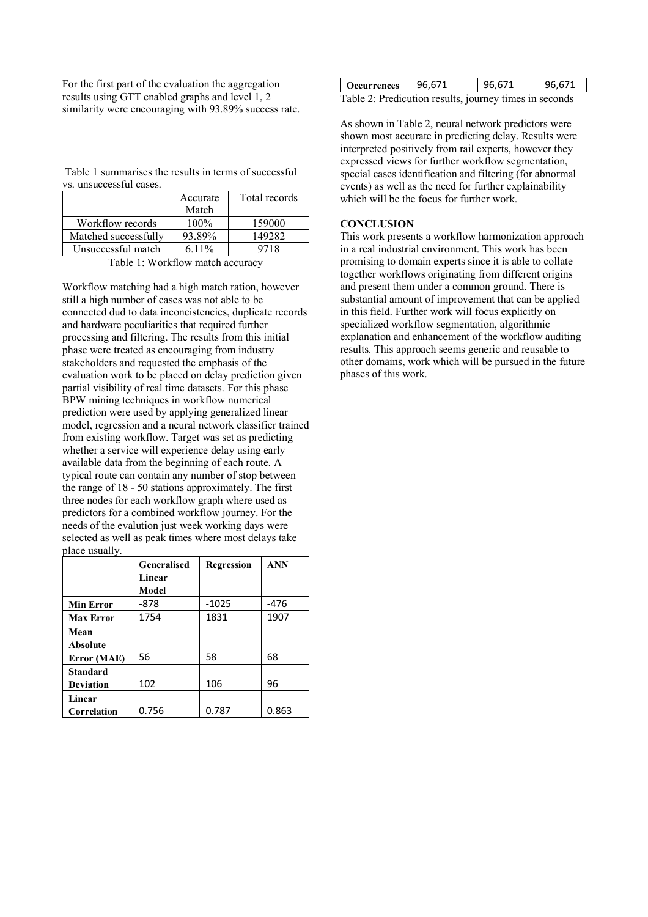For the first part of the evaluation the aggregation results using GTT enabled graphs and level 1, 2 similarity were encouraging with 93.89% success rate.

Table 1 summarises the results in terms of successful vs. unsuccessful cases.

| | Accurate Match | Total records |
|---|---|---|
| Workflow records | 100% | 159000 |
| Matched successfully | 93.89% | 149282 |
| Unsuccessful match | 6.11% | 9718 |

Table 1: Workflow match accuracy

Workflow matching had a high match ration, however still a high number of cases was not able to be connected dud to data inconcistencies, duplicate records and hardware peculiarities that required further processing and filtering. The results from this initial phase were treated as encouraging from industry stakeholders and requested the emphasis of the evaluation work to be placed on delay prediction given partial visibility of real time datasets. For this phase BPW mining techniques in workflow numerical prediction were used by applying generalized linear model, regression and a neural network classifier trained from existing workflow. Target was set as predicting whether a service will experience delay using early available data from the beginning of each route. A typical route can contain any number of stop between the range of 18 - 50 stations approximately. The first three nodes for each workflow graph where used as predictors for a combined workflow journey. For the needs of the evalution just week working days were selected as well as peak times where most delays take place usually.

| | Generalised Linear Model | Regression | ANN |
|---|---|---|---|
| **Min Error** | -878 | -1025 | -476 |
| **Max Error** | 1754 | 1831 | 1907 |
| **Mean Absolute Error (MAE)** | 56 | 58 | 68 |
| **Standard Deviation** | 102 | 106 | 96 |
| **Linear Correlation** | 0.756 | 0.787 | 0.863 |
| **Occurrences** | 96,671 | 96,671 | 96,671 |

Table 2: Predicution results, journey times in seconds

As shown in Table 2, neural network predictors were shown most accurate in predicting delay. Results were interpreted positively from rail experts, however they expressed views for further workflow segmentation, special cases identification and filtering (for abnormal events) as well as the need for further explainability which will be the focus for further work.

## CONCLUSION

This work presents a workflow harmonization approach in a real industrial environment. This work has been promising to domain experts since it is able to collate together workflows originating from different origins and present them under a common ground. There is substantial amount of improvement that can be applied in this field. Further work will focus explicitly on specialized workflow segmentation, algorithmic explanation and enhancement of the workflow auditing results. This approach seems generic and reusable to other domains, work which will be pursued in the future phases of this work.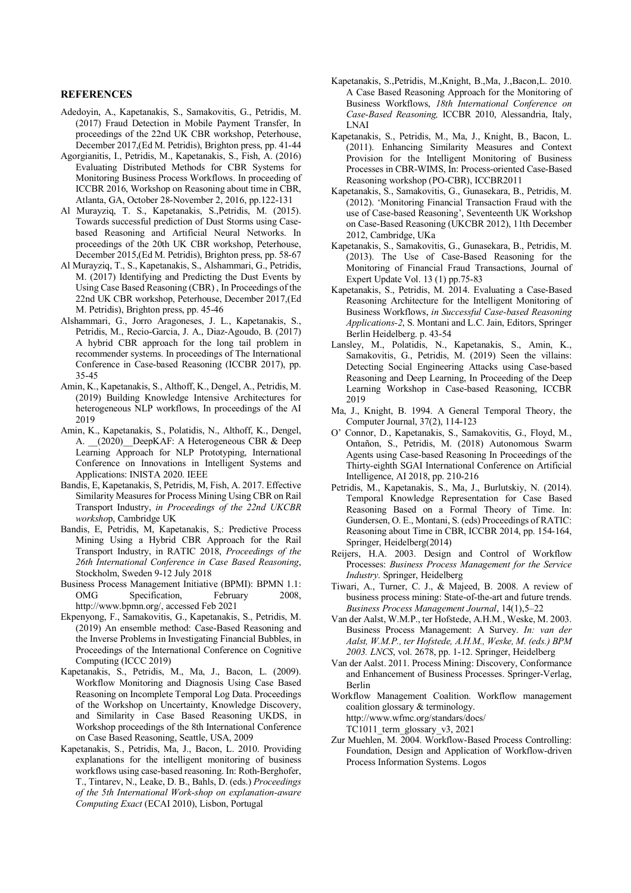## REFERENCES

Adedoyin, A., Kapetanakis, S., Samakovitis, G., Petridis, M. (2017) Fraud Detection in Mobile Payment Transfer, In proceedings of the 22nd UK CBR workshop, Peterhouse, December 2017,(Ed M. Petridis), Brighton press, pp. 41-44

Agorgianitis, I., Petridis, M., Kapetanakis, S., Fish, A. (2016) Evaluating Distributed Methods for CBR Systems for Monitoring Business Process Workflows. In proceeding of ICCBR 2016, Workshop on Reasoning about time in CBR, Atlanta, GA, October 28-November 2, 2016, pp.122-131

Al Murayziq, T. S., Kapetanakis, S.,Petridis, M. (2015). Towards successful prediction of Dust Storms using Case-based Reasoning and Artificial Neural Networks. In proceedings of the 20th UK CBR workshop, Peterhouse, December 2015,(Ed M. Petridis), Brighton press, pp. 58-67

Al Murayziq, T., S., Kapetanakis, S., Alshammari, G., Petridis, M. (2017) Identifying and Predicting the Dust Events by Using Case Based Reasoning (CBR) , In Proceedings of the 22nd UK CBR workshop, Peterhouse, December 2017,(Ed M. Petridis), Brighton press, pp. 45-46

Alshammari, G., Jorro Aragoneses, J. L., Kapetanakis, S., Petridis, M., Recio-Garcia, J. A., Diaz-Agoudo, B. (2017) A hybrid CBR approach for the long tail problem in recommender systems. In proceedings of The International Conference in Case-based Reasoning (ICCBR 2017), pp. 35-45

Amin, K., Kapetanakis, S., Althoff, K., Dengel, A., Petridis, M. (2019) Building Knowledge Intensive Architectures for heterogeneous NLP workflows, In proceedings of the AI 2019

Amin, K., Kapetanakis, S., Polatidis, N., Althoff, K., Dengel, A. __(2020)__DeepKAF: A Heterogeneous CBR & Deep Learning Approach for NLP Prototyping, International Conference on Innovations in Intelligent Systems and Applications: INISTA 2020. IEEE

Bandis, E, Kapetanakis, S, Petridis, M, Fish, A. 2017. Effective Similarity Measures for Process Mining Using CBR on Rail Transport Industry, *in Proceedings of the 22nd UKCBR workshop*, Cambridge UK

Bandis, E, Petridis, M, Kapetanakis, S,: Predictive Process Mining Using a Hybrid CBR Approach for the Rail Transport Industry, in RATIC 2018, *Proceedings of the 26th International Conference in Case Based Reasoning*, Stockholm, Sweden 9-12 July 2018

Business Process Management Initiative (BPMI): BPMN 1.1: OMG Specification, February 2008, http://www.bpmn.org/, accessed Feb 2021

Ekpenyong, F., Samakovitis, G., Kapetanakis, S., Petridis, M. (2019) An ensemble method: Case-Based Reasoning and the Inverse Problems in Investigating Financial Bubbles, in Proceedings of the International Conference on Cognitive Computing (ICCC 2019)

Kapetanakis, S., Petridis, M., Ma, J., Bacon, L. (2009). Workflow Monitoring and Diagnosis Using Case Based Reasoning on Incomplete Temporal Log Data. Proceedings of the Workshop on Uncertainty, Knowledge Discovery, and Similarity in Case Based Reasoning UKDS, in Workshop proceedings of the 8th International Conference on Case Based Reasoning, Seattle, USA, 2009

Kapetanakis, S., Petridis, Ma, J., Bacon, L. 2010. Providing explanations for the intelligent monitoring of business workflows using case-based reasoning. In: Roth-Berghofer, T., Tintarev, N., Leake, D. B., Bahls, D. (eds.) *Proceedings of the 5th International Work-shop on explanation-aware Computing Exact* (ECAI 2010), Lisbon, Portugal

Kapetanakis, S.,Petridis, M.,Knight, B.,Ma, J.,Bacon,L. 2010. A Case Based Reasoning Approach for the Monitoring of Business Workflows, *18th International Conference on Case-Based Reasoning,* ICCBR 2010, Alessandria, Italy, LNAI

Kapetanakis, S., Petridis, M., Ma, J., Knight, B., Bacon, L. (2011). Enhancing Similarity Measures and Context Provision for the Intelligent Monitoring of Business Processes in CBR-WIMS, In: Process-oriented Case-Based Reasoning workshop (PO-CBR), ICCBR2011

Kapetanakis, S., Samakovitis, G., Gunasekara, B., Petridis, M. (2012). 'Monitoring Financial Transaction Fraud with the use of Case-based Reasoning', Seventeenth UK Workshop on Case-Based Reasoning (UKCBR 2012), 11th December 2012, Cambridge, UKa

Kapetanakis, S., Samakovitis, G., Gunasekara, B., Petridis, M. (2013). The Use of Case-Based Reasoning for the Monitoring of Financial Fraud Transactions, Journal of Expert Update Vol. 13 (1) pp.75-83

Kapetanakis, S., Petridis, M. 2014. Evaluating a Case-Based Reasoning Architecture for the Intelligent Monitoring of Business Workflows, *in Successful Case-based Reasoning Applications-2*, S. Montani and L.C. Jain, Editors, Springer Berlin Heidelberg. p. 43-54

Lansley, M., Polatidis, N., Kapetanakis, S., Amin, K., Samakovitis, G., Petridis, M. (2019) Seen the villains: Detecting Social Engineering Attacks using Case-based Reasoning and Deep Learning, In Proceeding of the Deep Learning Workshop in Case-based Reasoning, ICCBR 2019

Ma, J., Knight, B. 1994. A General Temporal Theory, the Computer Journal, 37(2), 114-123

O' Connor, D., Kapetanakis, S., Samakovitis, G., Floyd, M., Ontañon, S., Petridis, M. (2018) Autonomous Swarm Agents using Case-based Reasoning In Proceedings of the Thirty-eighth SGAI International Conference on Artificial Intelligence, AI 2018, pp. 210-216

Petridis, M., Kapetanakis, S., Ma, J., Burlutskiy, N. (2014). Temporal Knowledge Representation for Case Based Reasoning Based on a Formal Theory of Time. In: Gundersen, O. E., Montani, S. (eds) Proceedings of RATIC: Reasoning about Time in CBR, ICCBR 2014, pp. 154-164, Springer, Heidelberg(2014)

Reijers, H.A. 2003. Design and Control of Workflow Processes: *Business Process Management for the Service Industry*. Springer, Heidelberg

Tiwari, A., Turner, C. J., & Majeed, B. 2008. A review of business process mining: State-of-the-art and future trends. *Business Process Management Journal*, 14(1),5–22

Van der Aalst, W.M.P., ter Hofstede, A.H.M., Weske, M. 2003. Business Process Management: A Survey. *In: van der Aalst, W.M.P., ter Hofstede, A.H.M., Weske, M. (eds.) BPM 2003. LNCS*, vol. 2678, pp. 1-12. Springer, Heidelberg

Van der Aalst. 2011. Process Mining: Discovery, Conformance and Enhancement of Business Processes. Springer-Verlag, Berlin

Workflow Management Coalition. Workflow management coalition glossary & terminology. http://www.wfmc.org/standars/docs/ TC1011_term_glossary_v3, 2021

Zur Muehlen, M. 2004. Workflow-Based Process Controlling: Foundation, Design and Application of Workflow-driven Process Information Systems. Logos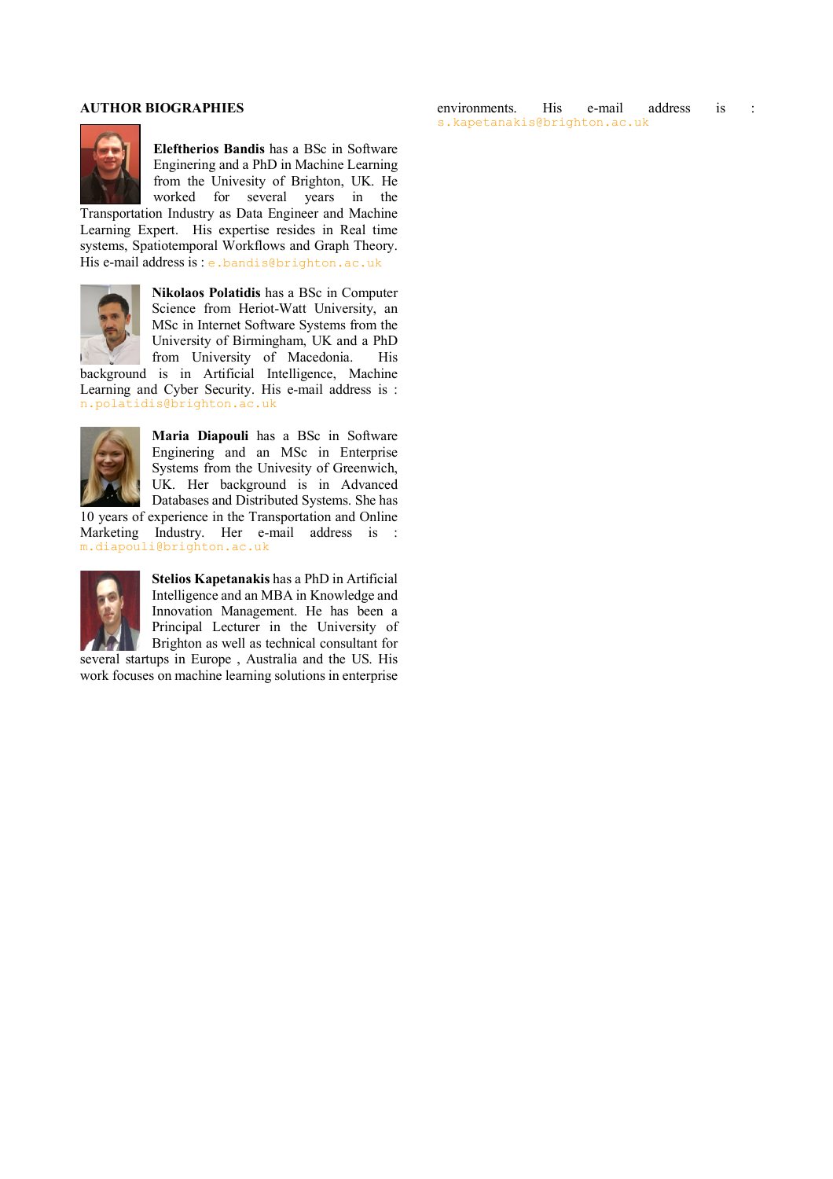## AUTHOR BIOGRAPHIES

**Eleftherios Bandis** has a BSc in Software Enginering and a PhD in Machine Learning from the University of Brighton, UK. He worked for several years in the Transportation Industry as Data Engineer and Machine Learning Expert. His expertise resides in Real time systems, Spatiotemporal Workflows and Graph Theory. His e-mail address is : e.bandis@brighton.ac.uk

**Nikolaos Polatidis** has a BSc in Computer Science from Heriot-Watt University, an MSc in Internet Software Systems from the University of Birmingham, UK and a PhD from University of Macedonia. His background is in Artificial Intelligence, Machine Learning and Cyber Security. His e-mail address is : n.polatidis@brighton.ac.uk

**Maria Diapouli** has a BSc in Software Enginering and an MSc in Enterprise Systems from the Univesity of Greenwich, UK. Her background is in Advanced Databases and Distributed Systems. She has 10 years of experience in the Transportation and Online Marketing Industry. Her e-mail address is : m.diapouli@brighton.ac.uk

**Stelios Kapetanakis** has a PhD in Artificial Intelligence and an MBA in Knowledge and Innovation Management. He has been a Principal Lecturer in the University of Brighton as well as technical consultant for several startups in Europe , Australia and the US. His work focuses on machine learning solutions in enterprise environments. His e-mail address is : s.kapetanakis@brighton.ac.uk